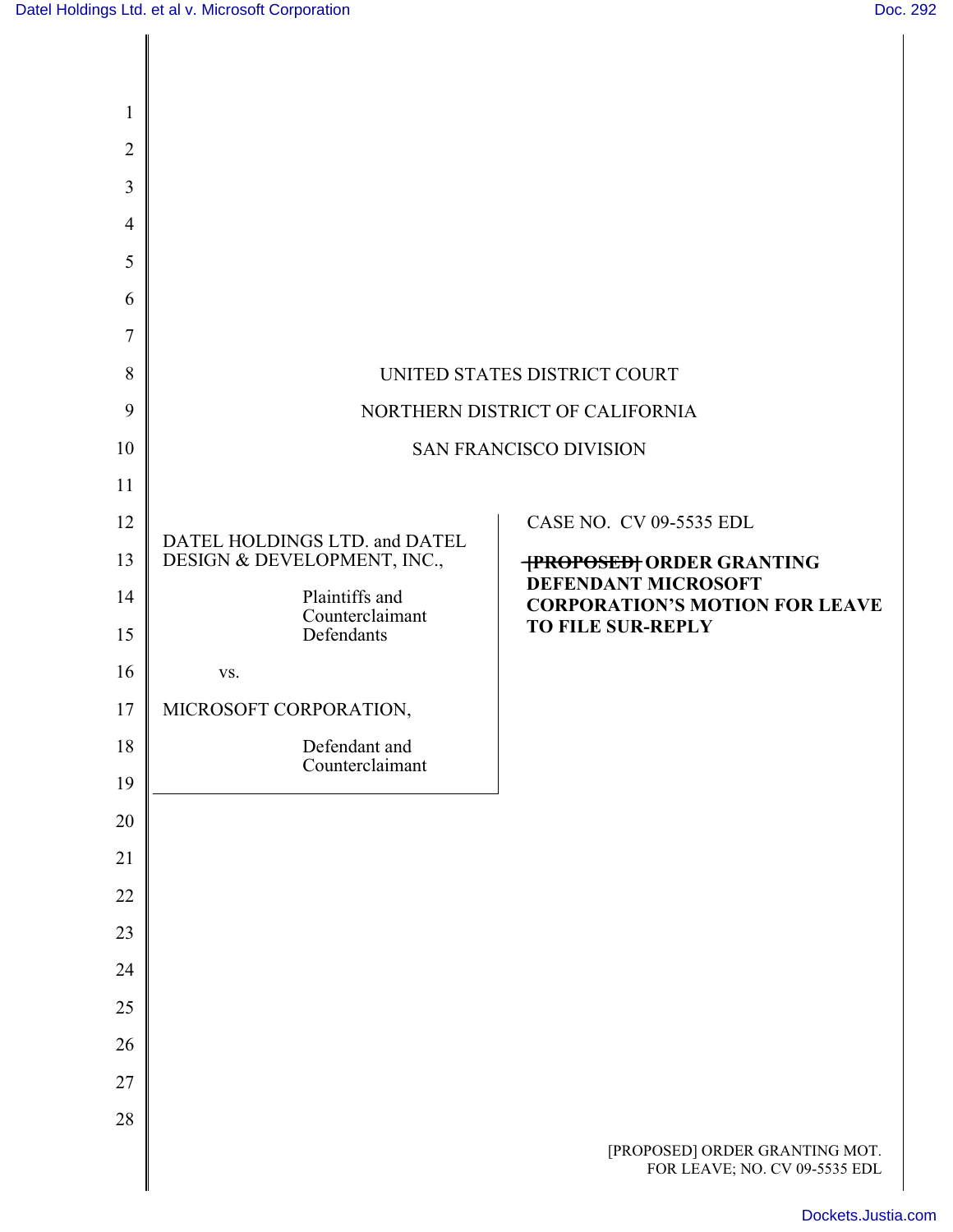UNITED STATES DISTRICT COURT

NORTHERN DISTRICT OF CALIFORNIA

SAN FRANCISCO DIVISION

| | |
|---|---|
| DATEL HOLDINGS LTD. and DATEL DESIGN & DEVELOPMENT, INC., <br><br> Plaintiffs and Counterclaimant Defendants <br><br> vs. <br><br> MICROSOFT CORPORATION, <br><br> Defendant and Counterclaimant | CASE NO. CV 09-5535 EDL <br><br> **~~[PROPOSED]~~ ORDER GRANTING DEFENDANT MICROSOFT CORPORATION'S MOTION FOR LEAVE TO FILE SUR-REPLY** |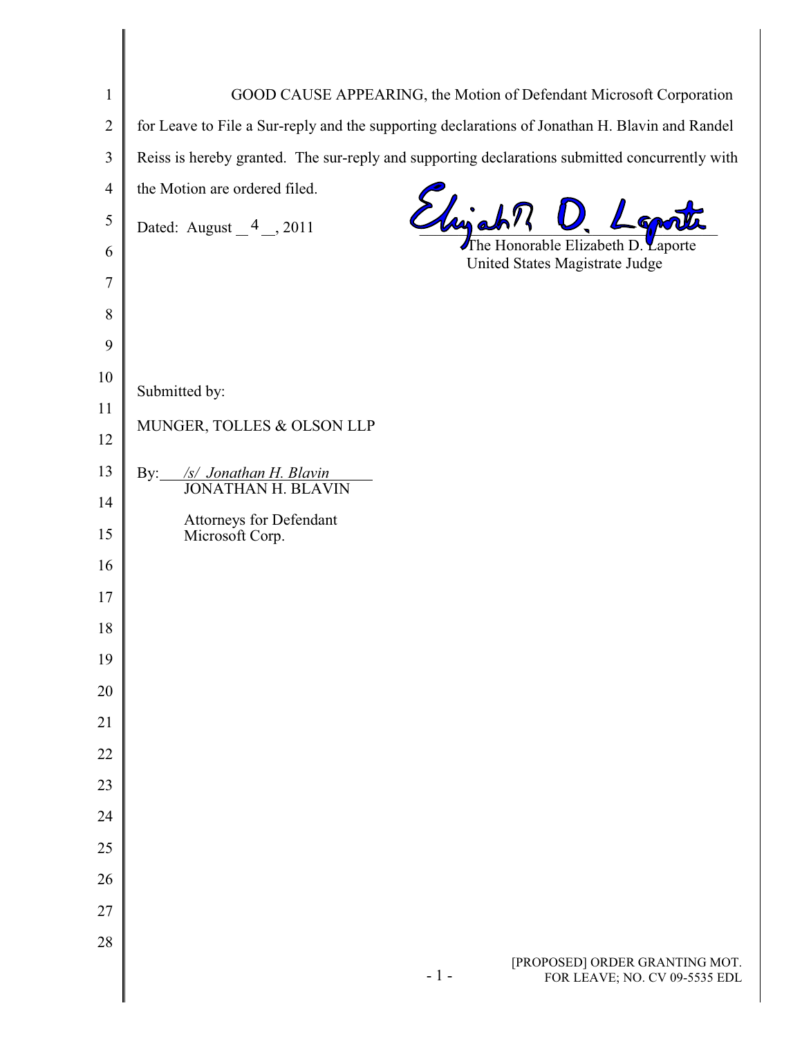GOOD CAUSE APPEARING, the Motion of Defendant Microsoft Corporation for Leave to File a Sur-reply and the supporting declarations of Jonathan H. Blavin and Randel Reiss is hereby granted. The sur-reply and supporting declarations submitted concurrently with the Motion are ordered filed.

Dated: August __4__, 2011

The Honorable Elizabeth D. Laporte
United States Magistrate Judge

Submitted by:

MUNGER, TOLLES & OLSON LLP

By: _/s/ Jonathan H. Blavin_
JONATHAN H. BLAVIN

Attorneys for Defendant
Microsoft Corp.

[PROPOSED] ORDER GRANTING MOT. FOR LEAVE; NO. CV 09-5535 EDL